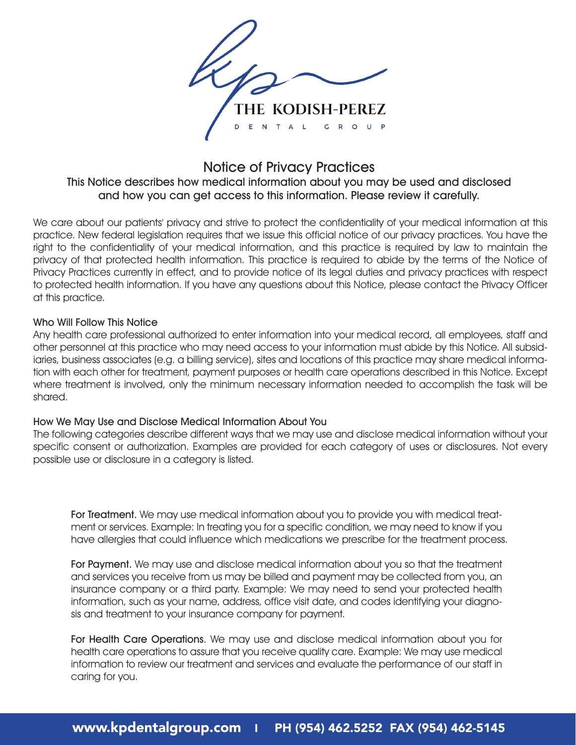THE KODISH-PEREZ

DENTAL GROUP

# Notice of Privacy Practices

**This Notice describes how medical information about you may be used and disclosed and how you can get access to this information. Please review it carefully.**

We care about our patients' privacy and strive to protect the confidentiality of your medical information at this practice. New federal legislation requires that we issue this official notice of our privacy practices. You have the right to the confidentiality of your medical information, and this practice is required by law to maintain the privacy of that protected health information. This practice is required to abide by the terms of the Notice of Privacy Practices currently in effect, and to provide notice of its legal duties and privacy practices with respect to protected health information. If you have any questions about this Notice, please contact the Privacy Officer at this practice.

## Who Will Follow This Notice

Any health care professional authorized to enter information into your medical record, all employees, staff and other personnel at this practice who may need access to your information must abide by this Notice. All subsidiaries, business associates (e.g. a billing service), sites and locations of this practice may share medical information with each other for treatment, payment purposes or health care operations described in this Notice. Except where treatment is involved, only the minimum necessary information needed to accomplish the task will be shared.

## How We May Use and Disclose Medical Information About You

The following categories describe different ways that we may use and disclose medical information without your specific consent or authorization. Examples are provided for each category of uses or disclosures. Not every possible use or disclosure in a category is listed.

**For Treatment.** We may use medical information about you to provide you with medical treatment or services. Example: In treating you for a specific condition, we may need to know if you have allergies that could influence which medications we prescribe for the treatment process.

**For Payment.** We may use and disclose medical information about you so that the treatment and services you receive from us may be billed and payment may be collected from you, an insurance company or a third party. Example: We may need to send your protected health information, such as your name, address, office visit date, and codes identifying your diagnosis and treatment to your insurance company for payment.

**For Health Care Operations**. We may use and disclose medical information about you for health care operations to assure that you receive quality care. Example: We may use medical information to review our treatment and services and evaluate the performance of our staff in caring for you.

www.kpdentalgroup.com | PH (954) 462.5252 FAX (954) 462-5145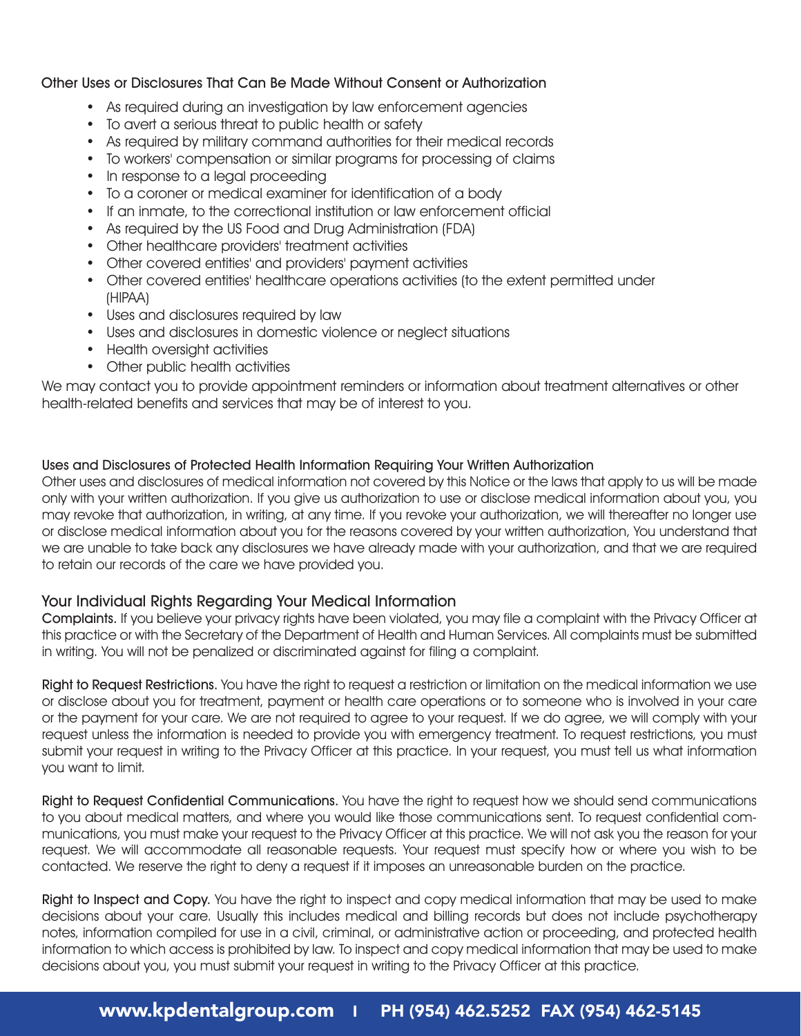### Other Uses or Disclosures That Can Be Made Without Consent or Authorization

- As required during an investigation by law enforcement agencies
- To avert a serious threat to public health or safety
- As required by military command authorities for their medical records
- To workers' compensation or similar programs for processing of claims
- In response to a legal proceeding
- To a coroner or medical examiner for identification of a body
- If an inmate, to the correctional institution or law enforcement official
- As required by the US Food and Drug Administration (FDA)
- Other healthcare providers' treatment activities
- Other covered entities' and providers' payment activities
- Other covered entities' healthcare operations activities (to the extent permitted under (HIPAA)
- Uses and disclosures required by law
- Uses and disclosures in domestic violence or neglect situations
- Health oversight activities
- Other public health activities

We may contact you to provide appointment reminders or information about treatment alternatives or other health-related benefits and services that may be of interest to you.

### Uses and Disclosures of Protected Health Information Requiring Your Written Authorization

Other uses and disclosures of medical information not covered by this Notice or the laws that apply to us will be made only with your written authorization. If you give us authorization to use or disclose medical information about you, you may revoke that authorization, in writing, at any time. If you revoke your authorization, we will thereafter no longer use or disclose medical information about you for the reasons covered by your written authorization, You understand that we are unable to take back any disclosures we have already made with your authorization, and that we are required to retain our records of the care we have provided you.

## Your Individual Rights Regarding Your Medical Information

**Complaints.** If you believe your privacy rights have been violated, you may file a complaint with the Privacy Officer at this practice or with the Secretary of the Department of Health and Human Services. All complaints must be submitted in writing. You will not be penalized or discriminated against for filing a complaint.

**Right to Request Restrictions.** You have the right to request a restriction or limitation on the medical information we use or disclose about you for treatment, payment or health care operations or to someone who is involved in your care or the payment for your care. We are not required to agree to your request. If we do agree, we will comply with your request unless the information is needed to provide you with emergency treatment. To request restrictions, you must submit your request in writing to the Privacy Officer at this practice. In your request, you must tell us what information you want to limit.

**Right to Request Confidential Communications.** You have the right to request how we should send communications to you about medical matters, and where you would like those communications sent. To request confidential communications, you must make your request to the Privacy Officer at this practice. We will not ask you the reason for your request. We will accommodate all reasonable requests. Your request must specify how or where you wish to be contacted. We reserve the right to deny a request if it imposes an unreasonable burden on the practice.

**Right to Inspect and Copy.** You have the right to inspect and copy medical information that may be used to make decisions about your care. Usually this includes medical and billing records but does not include psychotherapy notes, information compiled for use in a civil, criminal, or administrative action or proceeding, and protected health information to which access is prohibited by law. To inspect and copy medical information that may be used to make decisions about you, you must submit your request in writing to the Privacy Officer at this practice.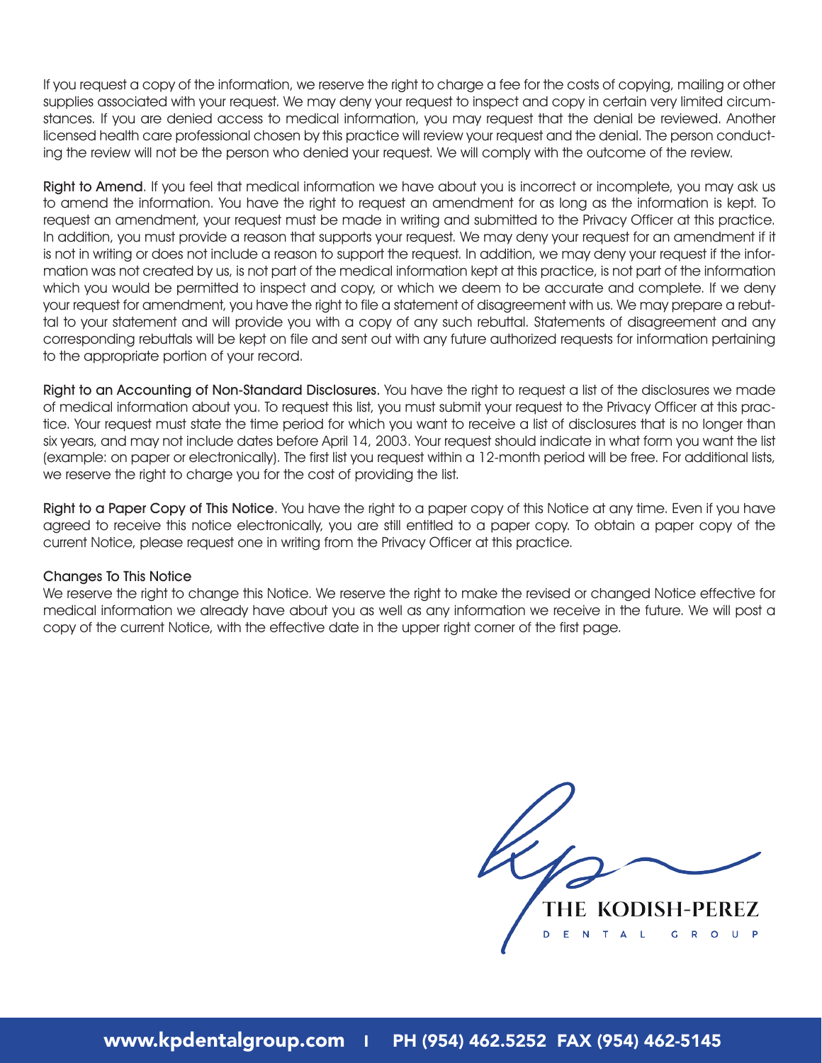If you request a copy of the information, we reserve the right to charge a fee for the costs of copying, mailing or other supplies associated with your request. We may deny your request to inspect and copy in certain very limited circumstances. If you are denied access to medical information, you may request that the denial be reviewed. Another licensed health care professional chosen by this practice will review your request and the denial. The person conducting the review will not be the person who denied your request. We will comply with the outcome of the review.

**Right to Amend**. If you feel that medical information we have about you is incorrect or incomplete, you may ask us to amend the information. You have the right to request an amendment for as long as the information is kept. To request an amendment, your request must be made in writing and submitted to the Privacy Officer at this practice. In addition, you must provide a reason that supports your request. We may deny your request for an amendment if it is not in writing or does not include a reason to support the request. In addition, we may deny your request if the information was not created by us, is not part of the medical information kept at this practice, is not part of the information which you would be permitted to inspect and copy, or which we deem to be accurate and complete. If we deny your request for amendment, you have the right to file a statement of disagreement with us. We may prepare a rebuttal to your statement and will provide you with a copy of any such rebuttal. Statements of disagreement and any corresponding rebuttals will be kept on file and sent out with any future authorized requests for information pertaining to the appropriate portion of your record.

**Right to an Accounting of Non-Standard Disclosures.** You have the right to request a list of the disclosures we made of medical information about you. To request this list, you must submit your request to the Privacy Officer at this practice. Your request must state the time period for which you want to receive a list of disclosures that is no longer than six years, and may not include dates before April 14, 2003. Your request should indicate in what form you want the list (example: on paper or electronically). The first list you request within a 12-month period will be free. For additional lists, we reserve the right to charge you for the cost of providing the list.

**Right to a Paper Copy of This Notice**. You have the right to a paper copy of this Notice at any time. Even if you have agreed to receive this notice electronically, you are still entitled to a paper copy. To obtain a paper copy of the current Notice, please request one in writing from the Privacy Officer at this practice.

**Changes To This Notice**

We reserve the right to change this Notice. We reserve the right to make the revised or changed Notice effective for medical information we already have about you as well as any information we receive in the future. We will post a copy of the current Notice, with the effective date in the upper right corner of the first page.

THE KODISH-PEREZ

DENTAL GROUP

www.kpdentalgroup.com | PH (954) 462.5252 FAX (954) 462-5145